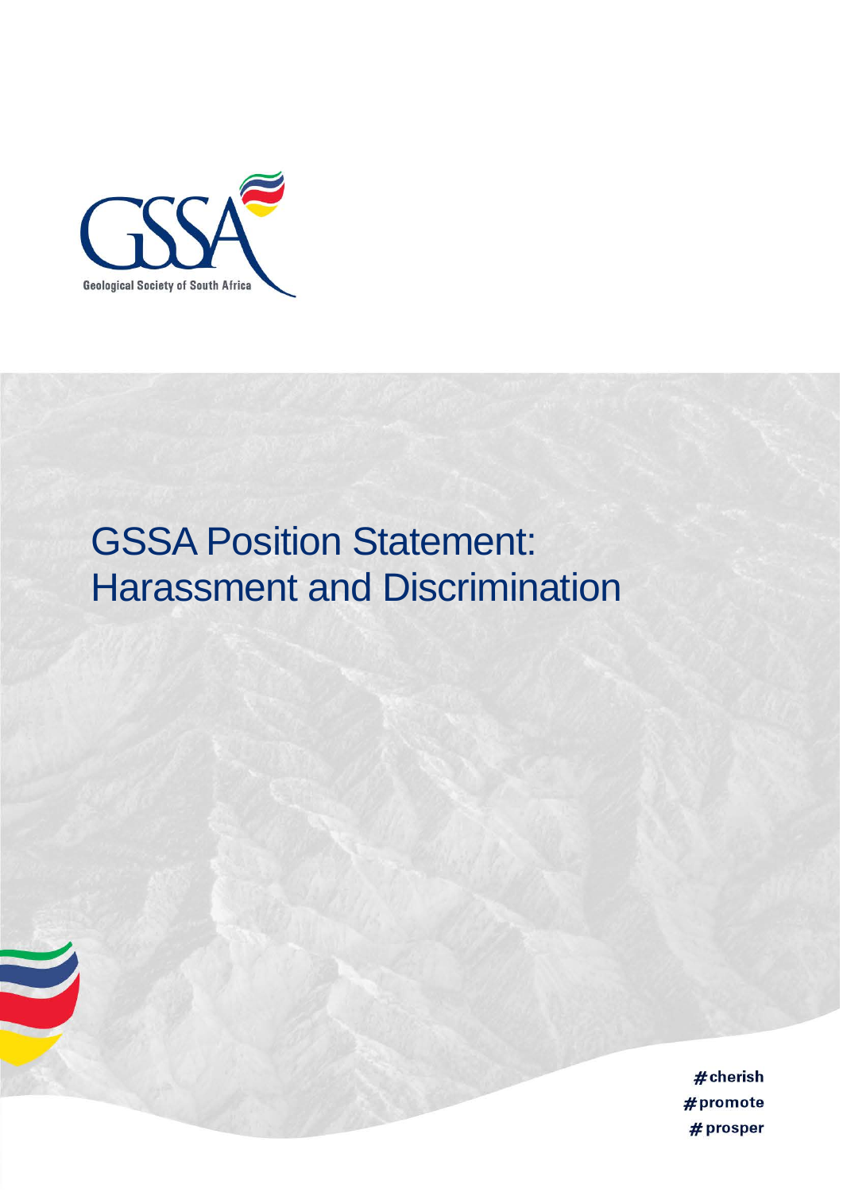Geological Society of South Africa

# GSSA Position Statement: Harassment and Discrimination

#cherish
#promote
#prosper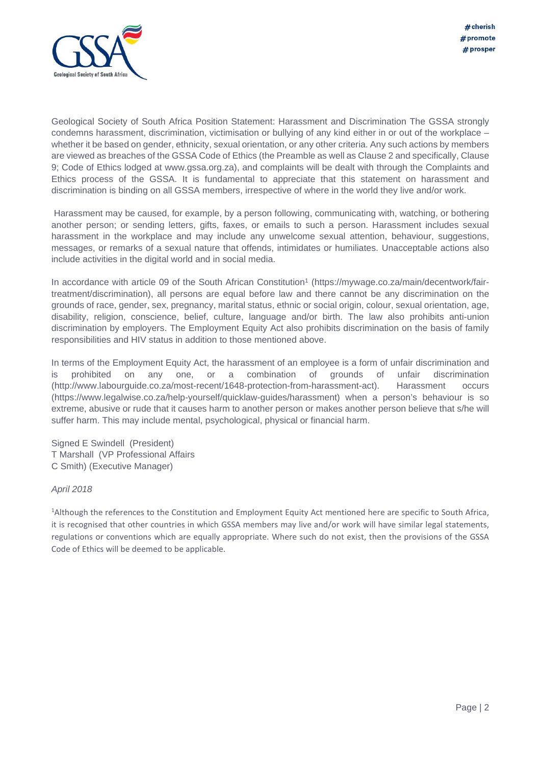Geological Society of South Africa Position Statement: Harassment and Discrimination The GSSA strongly condemns harassment, discrimination, victimisation or bullying of any kind either in or out of the workplace – whether it be based on gender, ethnicity, sexual orientation, or any other criteria. Any such actions by members are viewed as breaches of the GSSA Code of Ethics (the Preamble as well as Clause 2 and specifically, Clause 9; Code of Ethics lodged at www.gssa.org.za), and complaints will be dealt with through the Complaints and Ethics process of the GSSA. It is fundamental to appreciate that this statement on harassment and discrimination is binding on all GSSA members, irrespective of where in the world they live and/or work.

Harassment may be caused, for example, by a person following, communicating with, watching, or bothering another person; or sending letters, gifts, faxes, or emails to such a person. Harassment includes sexual harassment in the workplace and may include any unwelcome sexual attention, behaviour, suggestions, messages, or remarks of a sexual nature that offends, intimidates or humiliates. Unacceptable actions also include activities in the digital world and in social media.

In accordance with article 09 of the South African Constitution[1] (https://mywage.co.za/main/decentwork/fair-treatment/discrimination), all persons are equal before law and there cannot be any discrimination on the grounds of race, gender, sex, pregnancy, marital status, ethnic or social origin, colour, sexual orientation, age, disability, religion, conscience, belief, culture, language and/or birth. The law also prohibits anti-union discrimination by employers. The Employment Equity Act also prohibits discrimination on the basis of family responsibilities and HIV status in addition to those mentioned above.

In terms of the Employment Equity Act, the harassment of an employee is a form of unfair discrimination and is prohibited on any one, or a combination of grounds of unfair discrimination (http://www.labourguide.co.za/most-recent/1648-protection-from-harassment-act). Harassment occurs (https://www.legalwise.co.za/help-yourself/quicklaw-guides/harassment) when a person's behaviour is so extreme, abusive or rude that it causes harm to another person or makes another person believe that s/he will suffer harm. This may include mental, psychological, physical or financial harm.

Signed E Swindell (President)
T Marshall (VP Professional Affairs
C Smith) (Executive Manager)

*April 2018*

[1]Although the references to the Constitution and Employment Equity Act mentioned here are specific to South Africa, it is recognised that other countries in which GSSA members may live and/or work will have similar legal statements, regulations or conventions which are equally appropriate. Where such do not exist, then the provisions of the GSSA Code of Ethics will be deemed to be applicable.